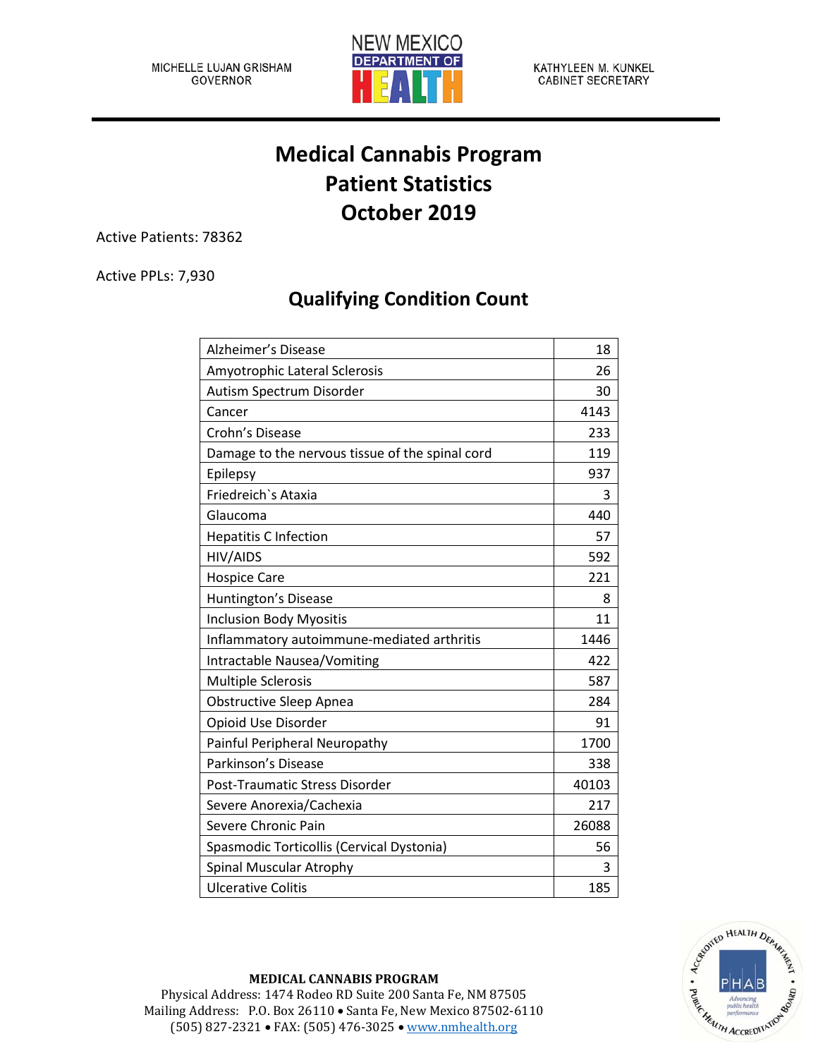MICHELLE LUJAN GRISHAM
GOVERNOR

NEW MEXICO DEPARTMENT OF HEALTH

KATHYLEEN M. KUNKEL
CABINET SECRETARY

# Medical Cannabis Program
# Patient Statistics
# October 2019

Active Patients: 78362

Active PPLs: 7,930

## Qualifying Condition Count

| Condition | Count |
|---|---|
| Alzheimer's Disease | 18 |
| Amyotrophic Lateral Sclerosis | 26 |
| Autism Spectrum Disorder | 30 |
| Cancer | 4143 |
| Crohn's Disease | 233 |
| Damage to the nervous tissue of the spinal cord | 119 |
| Epilepsy | 937 |
| Friedreich`s Ataxia | 3 |
| Glaucoma | 440 |
| Hepatitis C Infection | 57 |
| HIV/AIDS | 592 |
| Hospice Care | 221 |
| Huntington's Disease | 8 |
| Inclusion Body Myositis | 11 |
| Inflammatory autoimmune-mediated arthritis | 1446 |
| Intractable Nausea/Vomiting | 422 |
| Multiple Sclerosis | 587 |
| Obstructive Sleep Apnea | 284 |
| Opioid Use Disorder | 91 |
| Painful Peripheral Neuropathy | 1700 |
| Parkinson's Disease | 338 |
| Post-Traumatic Stress Disorder | 40103 |
| Severe Anorexia/Cachexia | 217 |
| Severe Chronic Pain | 26088 |
| Spasmodic Torticollis (Cervical Dystonia) | 56 |
| Spinal Muscular Atrophy | 3 |
| Ulcerative Colitis | 185 |

**MEDICAL CANNABIS PROGRAM**
Physical Address: 1474 Rodeo RD Suite 200 Santa Fe, NM 87505
Mailing Address: P.O. Box 26110 • Santa Fe, New Mexico 87502-6110
(505) 827-2321 • FAX: (505) 476-3025 • www.nmhealth.org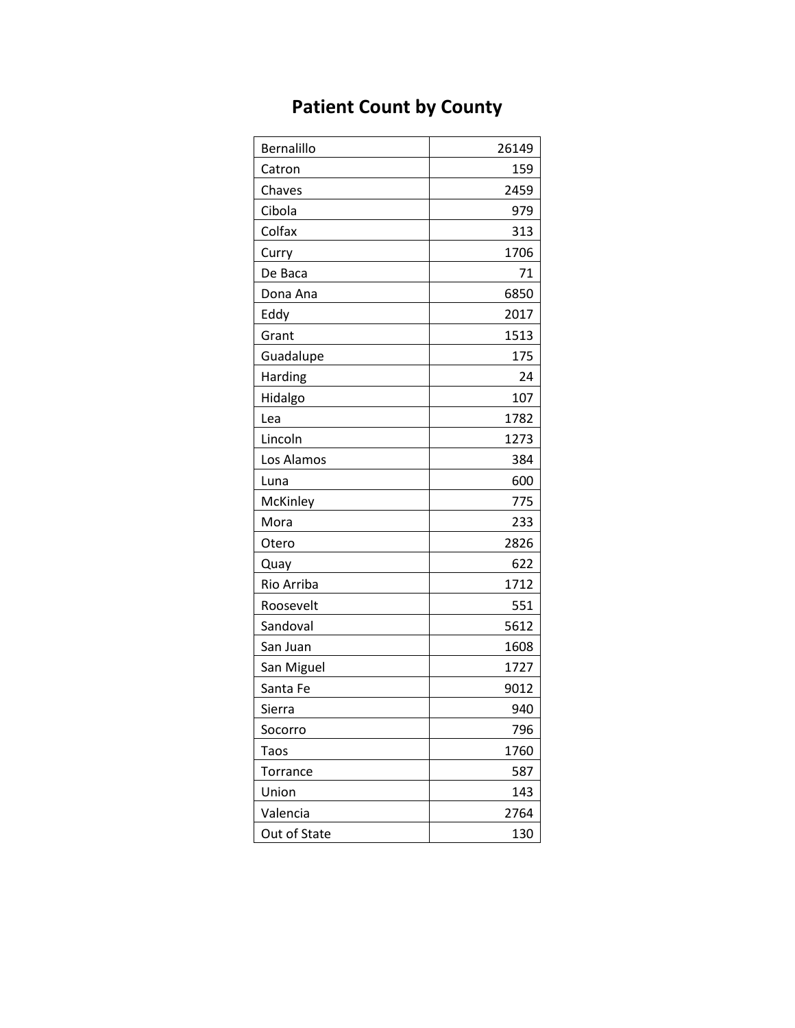# Patient Count by County

| | |
|---|---|
| Bernalillo | 26149 |
| Catron | 159 |
| Chaves | 2459 |
| Cibola | 979 |
| Colfax | 313 |
| Curry | 1706 |
| De Baca | 71 |
| Dona Ana | 6850 |
| Eddy | 2017 |
| Grant | 1513 |
| Guadalupe | 175 |
| Harding | 24 |
| Hidalgo | 107 |
| Lea | 1782 |
| Lincoln | 1273 |
| Los Alamos | 384 |
| Luna | 600 |
| McKinley | 775 |
| Mora | 233 |
| Otero | 2826 |
| Quay | 622 |
| Rio Arriba | 1712 |
| Roosevelt | 551 |
| Sandoval | 5612 |
| San Juan | 1608 |
| San Miguel | 1727 |
| Santa Fe | 9012 |
| Sierra | 940 |
| Socorro | 796 |
| Taos | 1760 |
| Torrance | 587 |
| Union | 143 |
| Valencia | 2764 |
| Out of State | 130 |